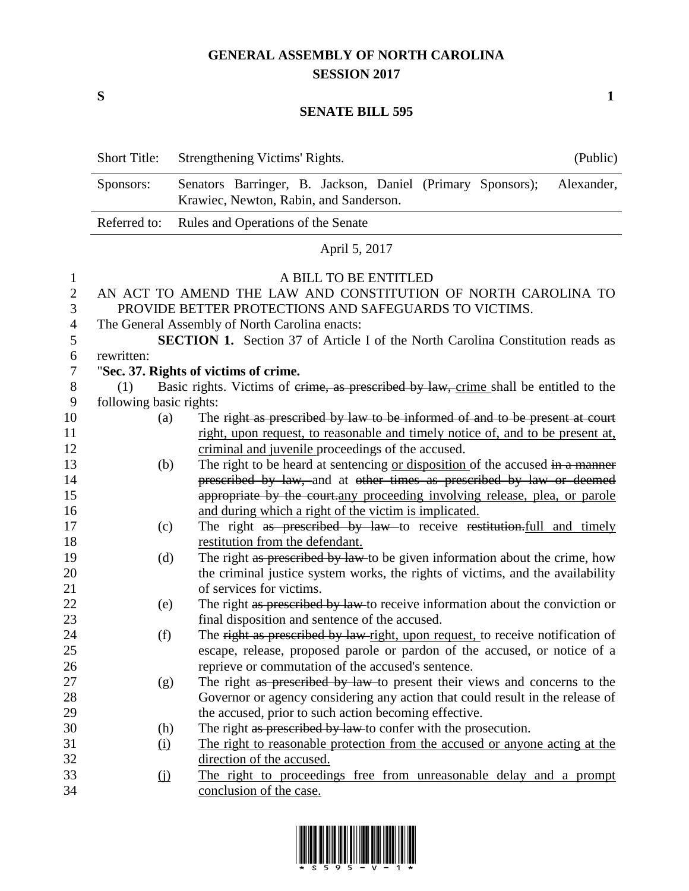# GENERAL ASSEMBLY OF NORTH CAROLINA
## SESSION 2017

**S** **1**

## SENATE BILL 595

| Short Title: | Strengthening Victims' Rights. | (Public) |
|---|---|---|
| Sponsors: | Senators Barringer, B. Jackson, Daniel (Primary Sponsors); Alexander, Krawiec, Newton, Rabin, and Sanderson. | |
| Referred to: | Rules and Operations of the Senate | |

April 5, 2017

A BILL TO BE ENTITLED

AN ACT TO AMEND THE LAW AND CONSTITUTION OF NORTH CAROLINA TO PROVIDE BETTER PROTECTIONS AND SAFEGUARDS TO VICTIMS.

The General Assembly of North Carolina enacts:

**SECTION 1.** Section 37 of Article I of the North Carolina Constitution reads as rewritten:

"**Sec. 37. Rights of victims of crime.**

(1) Basic rights. Victims of ~~crime, as prescribed by law,~~ <u>crime</u> shall be entitled to the following basic rights:

(a) The ~~right as prescribed by law to be informed of and to be present at court~~ <u>right, upon request, to reasonable and timely notice of, and to be present at, criminal and juvenile</u> proceedings of the accused.

(b) The right to be heard at sentencing <u>or disposition</u> of the accused ~~in a manner prescribed by law,~~ and at ~~other times as prescribed by law or deemed appropriate by the court.~~<u>any proceeding involving release, plea, or parole and during which a right of the victim is implicated.</u>

(c) The right ~~as prescribed by law~~ to receive ~~restitution.~~<u>full and timely restitution from the defendant.</u>

(d) The right ~~as prescribed by law~~ to be given information about the crime, how the criminal justice system works, the rights of victims, and the availability of services for victims.

(e) The right ~~as prescribed by law~~ to receive information about the conviction or final disposition and sentence of the accused.

(f) The ~~right as prescribed by law~~ <u>right, upon request,</u> to receive notification of escape, release, proposed parole or pardon of the accused, or notice of a reprieve or commutation of the accused's sentence.

(g) The right ~~as prescribed by law~~ to present their views and concerns to the Governor or agency considering any action that could result in the release of the accused, prior to such action becoming effective.

(h) The right ~~as prescribed by law~~ to confer with the prosecution.

<u>(i)</u> <u>The right to reasonable protection from the accused or anyone acting at the direction of the accused.</u>

<u>(j)</u> <u>The right to proceedings free from unreasonable delay and a prompt conclusion of the case.</u>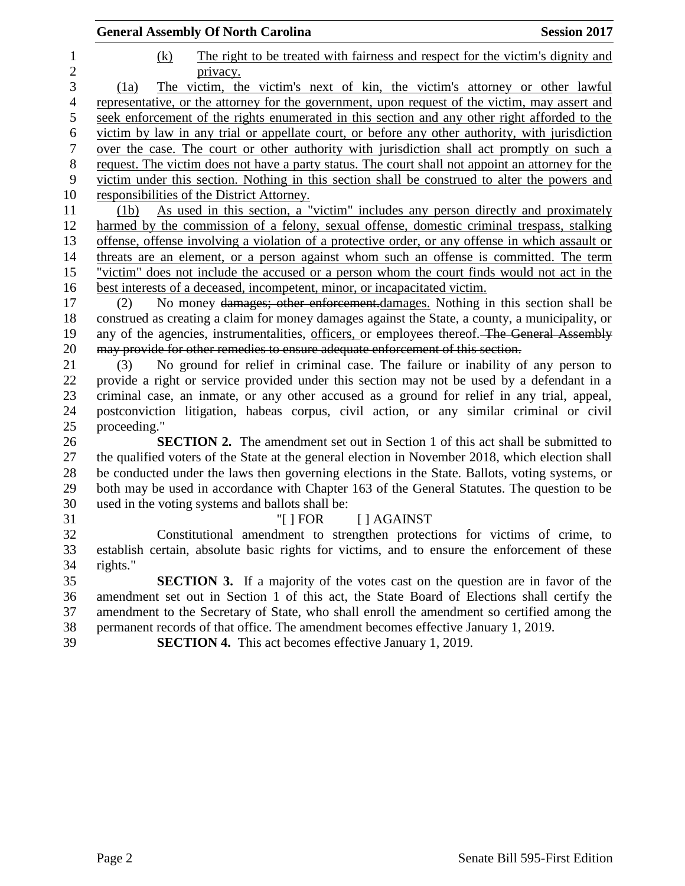(k) The right to be treated with fairness and respect for the victim's dignity and privacy.

(1a) The victim, the victim's next of kin, the victim's attorney or other lawful representative, or the attorney for the government, upon request of the victim, may assert and seek enforcement of the rights enumerated in this section and any other right afforded to the victim by law in any trial or appellate court, or before any other authority, with jurisdiction over the case. The court or other authority with jurisdiction shall act promptly on such a request. The victim does not have a party status. The court shall not appoint an attorney for the victim under this section. Nothing in this section shall be construed to alter the powers and responsibilities of the District Attorney.

(1b) As used in this section, a "victim" includes any person directly and proximately harmed by the commission of a felony, sexual offense, domestic criminal trespass, stalking offense, offense involving a violation of a protective order, or any offense in which assault or threats are an element, or a person against whom such an offense is committed. The term "victim" does not include the accused or a person whom the court finds would not act in the best interests of a deceased, incompetent, minor, or incapacitated victim.

(2) No money ~~damages; other enforcement.~~damages. Nothing in this section shall be construed as creating a claim for money damages against the State, a county, a municipality, or any of the agencies, instrumentalities, officers, or employees thereof. ~~The General Assembly may provide for other remedies to ensure adequate enforcement of this section.~~

(3) No ground for relief in criminal case. The failure or inability of any person to provide a right or service provided under this section may not be used by a defendant in a criminal case, an inmate, or any other accused as a ground for relief in any trial, appeal, postconviction litigation, habeas corpus, civil action, or any similar criminal or civil proceeding."

**SECTION 2.** The amendment set out in Section 1 of this act shall be submitted to the qualified voters of the State at the general election in November 2018, which election shall be conducted under the laws then governing elections in the State. Ballots, voting systems, or both may be used in accordance with Chapter 163 of the General Statutes. The question to be used in the voting systems and ballots shall be:

"[ ] FOR [ ] AGAINST

Constitutional amendment to strengthen protections for victims of crime, to establish certain, absolute basic rights for victims, and to ensure the enforcement of these rights."

**SECTION 3.** If a majority of the votes cast on the question are in favor of the amendment set out in Section 1 of this act, the State Board of Elections shall certify the amendment to the Secretary of State, who shall enroll the amendment so certified among the permanent records of that office. The amendment becomes effective January 1, 2019.

**SECTION 4.** This act becomes effective January 1, 2019.